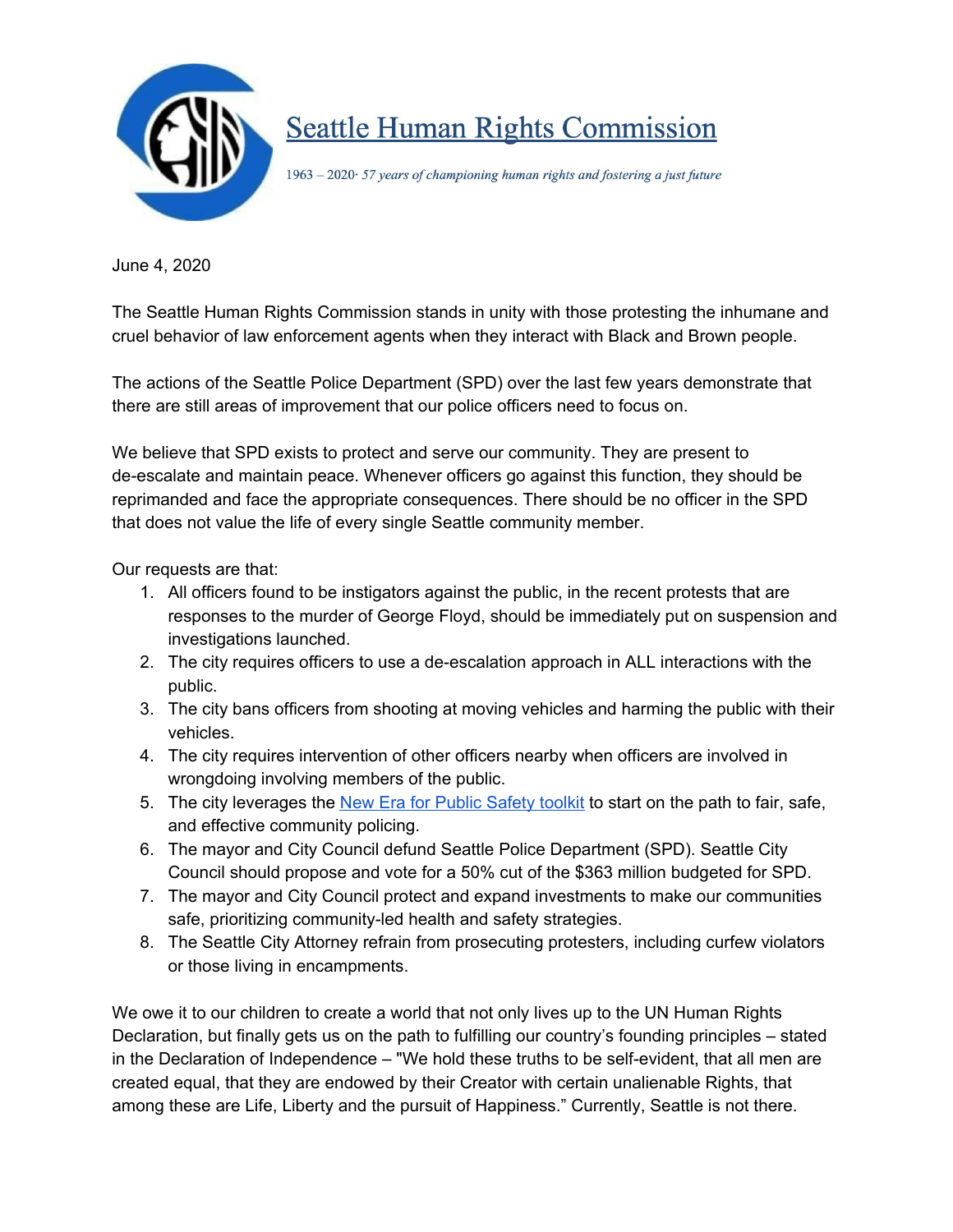# Seattle Human Rights Commission

1963 – 2020· *57 years of championing human rights and fostering a just future*

June 4, 2020

The Seattle Human Rights Commission stands in unity with those protesting the inhumane and cruel behavior of law enforcement agents when they interact with Black and Brown people.

The actions of the Seattle Police Department (SPD) over the last few years demonstrate that there are still areas of improvement that our police officers need to focus on.

We believe that SPD exists to protect and serve our community. They are present to de-escalate and maintain peace. Whenever officers go against this function, they should be reprimanded and face the appropriate consequences. There should be no officer in the SPD that does not value the life of every single Seattle community member.

Our requests are that:

1. All officers found to be instigators against the public, in the recent protests that are responses to the murder of George Floyd, should be immediately put on suspension and investigations launched.
2. The city requires officers to use a de-escalation approach in ALL interactions with the public.
3. The city bans officers from shooting at moving vehicles and harming the public with their vehicles.
4. The city requires intervention of other officers nearby when officers are involved in wrongdoing involving members of the public.
5. The city leverages the New Era for Public Safety toolkit to start on the path to fair, safe, and effective community policing.
6. The mayor and City Council defund Seattle Police Department (SPD). Seattle City Council should propose and vote for a 50% cut of the $363 million budgeted for SPD.
7. The mayor and City Council protect and expand investments to make our communities safe, prioritizing community-led health and safety strategies.
8. The Seattle City Attorney refrain from prosecuting protesters, including curfew violators or those living in encampments.

We owe it to our children to create a world that not only lives up to the UN Human Rights Declaration, but finally gets us on the path to fulfilling our country's founding principles – stated in the Declaration of Independence – "We hold these truths to be self-evident, that all men are created equal, that they are endowed by their Creator with certain unalienable Rights, that among these are Life, Liberty and the pursuit of Happiness." Currently, Seattle is not there.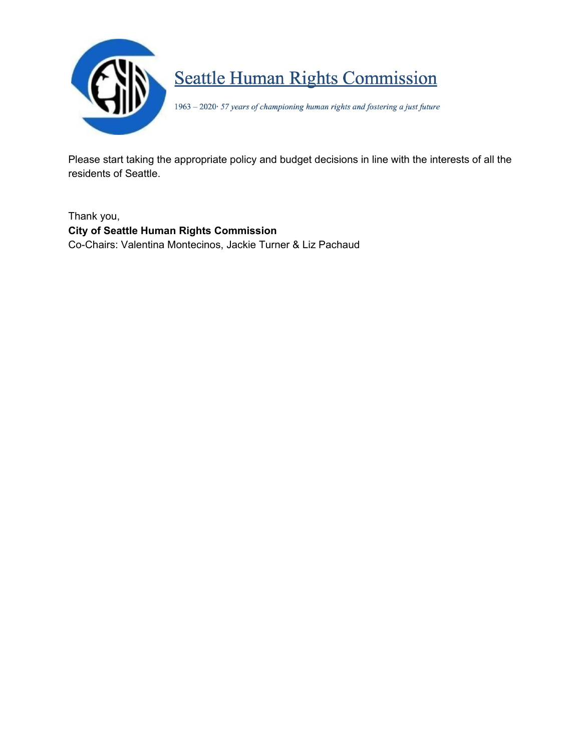Seattle Human Rights Commission

1963 – 2020· *57 years of championing human rights and fostering a just future*

Please start taking the appropriate policy and budget decisions in line with the interests of all the residents of Seattle.

Thank you,
**City of Seattle Human Rights Commission**
Co-Chairs: Valentina Montecinos, Jackie Turner & Liz Pachaud